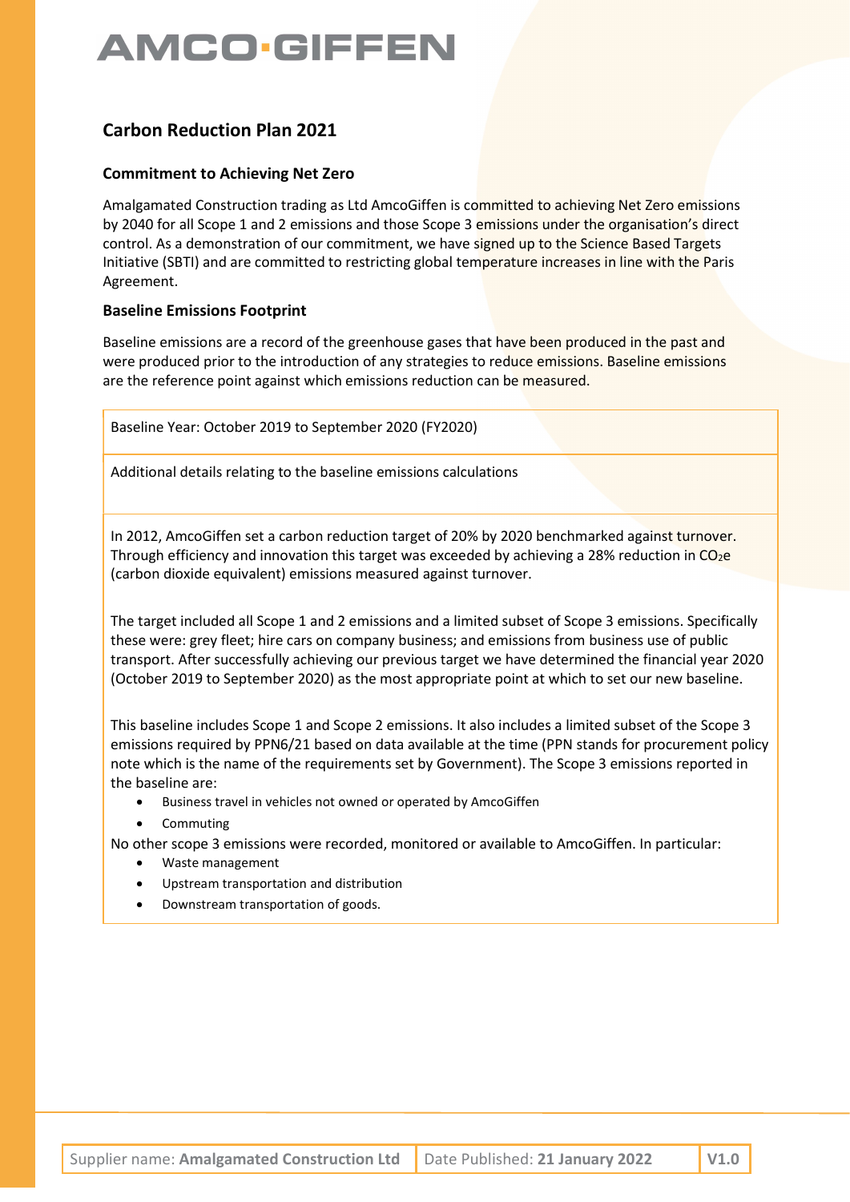AMCO·GIFFEN

# Carbon Reduction Plan 2021

## Commitment to Achieving Net Zero

Amalgamated Construction trading as Ltd AmcoGiffen is committed to achieving Net Zero emissions by 2040 for all Scope 1 and 2 emissions and those Scope 3 emissions under the organisation's direct control. As a demonstration of our commitment, we have signed up to the Science Based Targets Initiative (SBTI) and are committed to restricting global temperature increases in line with the Paris Agreement.

## Baseline Emissions Footprint

Baseline emissions are a record of the greenhouse gases that have been produced in the past and were produced prior to the introduction of any strategies to reduce emissions. Baseline emissions are the reference point against which emissions reduction can be measured.

Baseline Year: October 2019 to September 2020 (FY2020)

Additional details relating to the baseline emissions calculations

In 2012, AmcoGiffen set a carbon reduction target of 20% by 2020 benchmarked against turnover. Through efficiency and innovation this target was exceeded by achieving a 28% reduction in $CO_2e$ (carbon dioxide equivalent) emissions measured against turnover.

The target included all Scope 1 and 2 emissions and a limited subset of Scope 3 emissions. Specifically these were: grey fleet; hire cars on company business; and emissions from business use of public transport. After successfully achieving our previous target we have determined the financial year 2020 (October 2019 to September 2020) as the most appropriate point at which to set our new baseline.

This baseline includes Scope 1 and Scope 2 emissions. It also includes a limited subset of the Scope 3 emissions required by PPN6/21 based on data available at the time (PPN stands for procurement policy note which is the name of the requirements set by Government). The Scope 3 emissions reported in the baseline are:

- Business travel in vehicles not owned or operated by AmcoGiffen
- Commuting

No other scope 3 emissions were recorded, monitored or available to AmcoGiffen. In particular:

- Waste management
- Upstream transportation and distribution
- Downstream transportation of goods.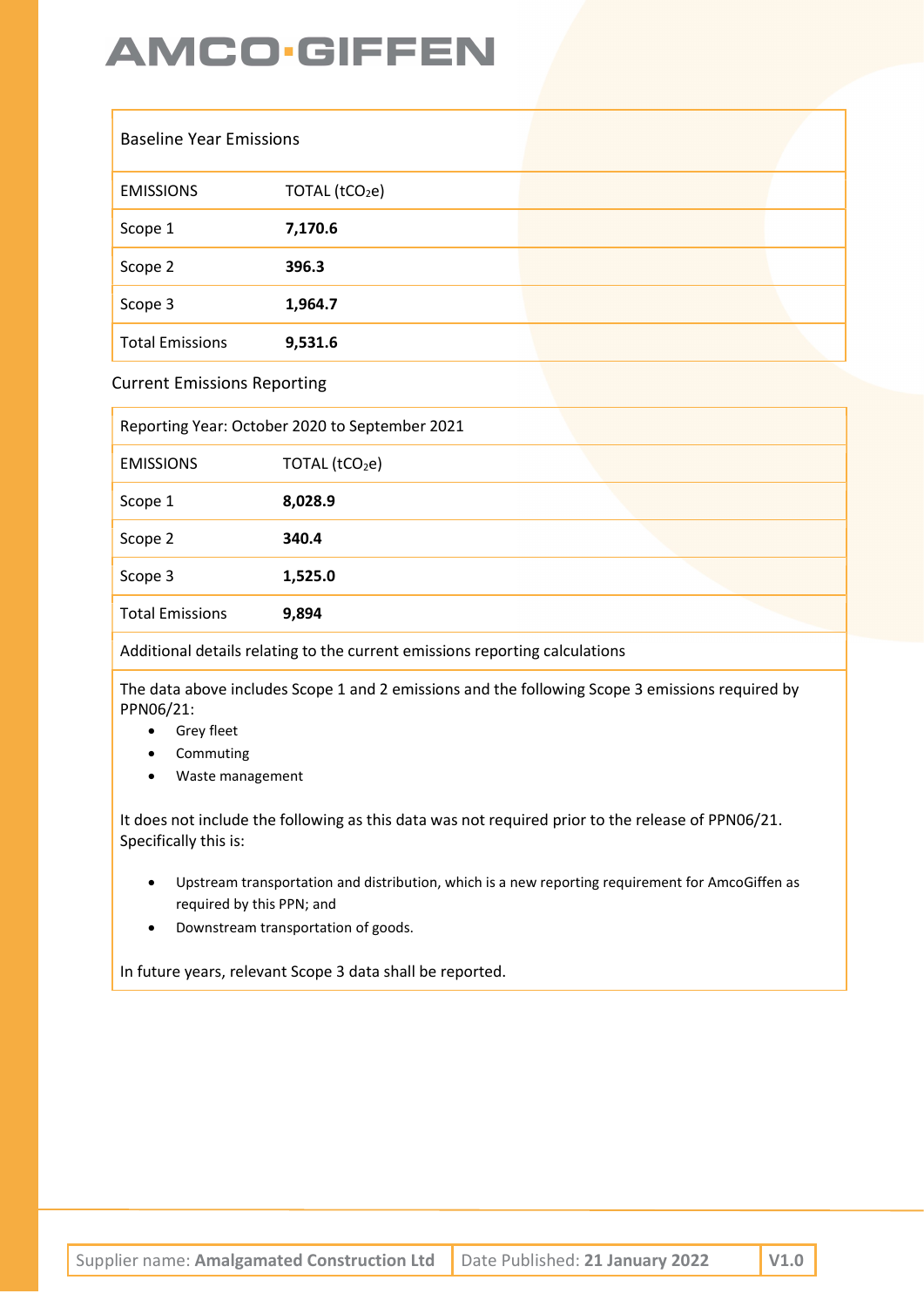| Baseline Year Emissions | |
|---|---|
| EMISSIONS | TOTAL ($tCO_2e$) |
| Scope 1 | **7,170.6** |
| Scope 2 | **396.3** |
| Scope 3 | **1,964.7** |
| Total Emissions | **9,531.6** |

Current Emissions Reporting

| Reporting Year: October 2020 to September 2021 | |
|---|---|
| EMISSIONS | TOTAL ($tCO_2e$) |
| Scope 1 | **8,028.9** |
| Scope 2 | **340.4** |
| Scope 3 | **1,525.0** |
| Total Emissions | **9,894** |

Additional details relating to the current emissions reporting calculations

The data above includes Scope 1 and 2 emissions and the following Scope 3 emissions required by PPN06/21:

- Grey fleet
- Commuting
- Waste management

It does not include the following as this data was not required prior to the release of PPN06/21. Specifically this is:

- Upstream transportation and distribution, which is a new reporting requirement for AmcoGiffen as required by this PPN; and
- Downstream transportation of goods.

In future years, relevant Scope 3 data shall be reported.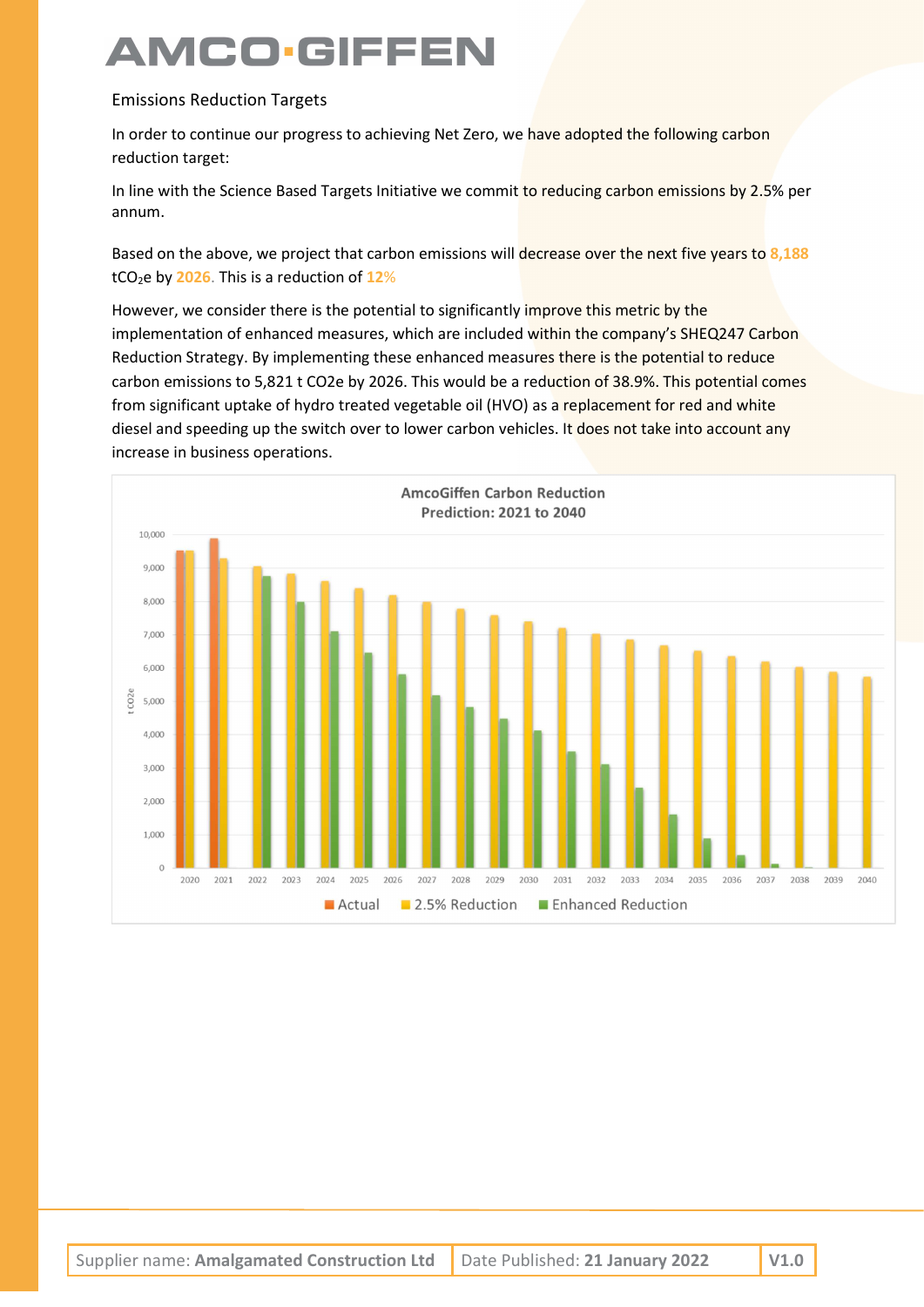## Emissions Reduction Targets

In order to continue our progress to achieving Net Zero, we have adopted the following carbon reduction target:

In line with the Science Based Targets Initiative we commit to reducing carbon emissions by 2.5% per annum.

Based on the above, we project that carbon emissions will decrease over the next five years to 8,188 $tCO_2e$ by 2026. This is a reduction of 12%

However, we consider there is the potential to significantly improve this metric by the implementation of enhanced measures, which are included within the company's SHEQ247 Carbon Reduction Strategy. By implementing these enhanced measures there is the potential to reduce carbon emissions to 5,821 t CO2e by 2026. This would be a reduction of 38.9%. This potential comes from significant uptake of hydro treated vegetable oil (HVO) as a replacement for red and white diesel and speeding up the switch over to lower carbon vehicles. It does not take into account any increase in business operations.

**AmcoGiffen Carbon Reduction Prediction: 2021 to 2040**

Supplier name: **Amalgamated Construction Ltd** | Date Published: **21 January 2022** | **V1.0**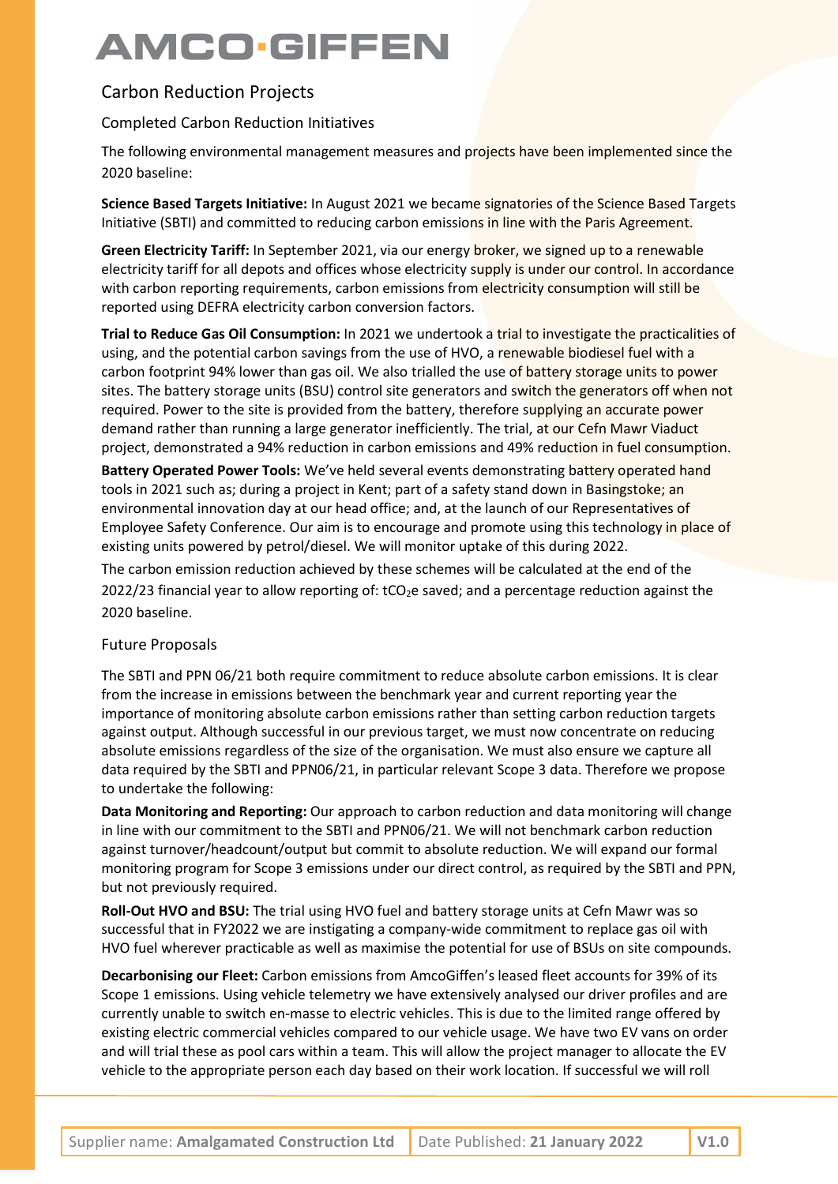# AMCO·GIFFEN

## Carbon Reduction Projects

### Completed Carbon Reduction Initiatives

The following environmental management measures and projects have been implemented since the 2020 baseline:

**Science Based Targets Initiative:** In August 2021 we became signatories of the Science Based Targets Initiative (SBTI) and committed to reducing carbon emissions in line with the Paris Agreement.

**Green Electricity Tariff:** In September 2021, via our energy broker, we signed up to a renewable electricity tariff for all depots and offices whose electricity supply is under our control. In accordance with carbon reporting requirements, carbon emissions from electricity consumption will still be reported using DEFRA electricity carbon conversion factors.

**Trial to Reduce Gas Oil Consumption:** In 2021 we undertook a trial to investigate the practicalities of using, and the potential carbon savings from the use of HVO, a renewable biodiesel fuel with a carbon footprint 94% lower than gas oil. We also trialled the use of battery storage units to power sites. The battery storage units (BSU) control site generators and switch the generators off when not required. Power to the site is provided from the battery, therefore supplying an accurate power demand rather than running a large generator inefficiently. The trial, at our Cefn Mawr Viaduct project, demonstrated a 94% reduction in carbon emissions and 49% reduction in fuel consumption.

**Battery Operated Power Tools:** We've held several events demonstrating battery operated hand tools in 2021 such as; during a project in Kent; part of a safety stand down in Basingstoke; an environmental innovation day at our head office; and, at the launch of our Representatives of Employee Safety Conference. Our aim is to encourage and promote using this technology in place of existing units powered by petrol/diesel. We will monitor uptake of this during 2022.

The carbon emission reduction achieved by these schemes will be calculated at the end of the 2022/23 financial year to allow reporting of: $tCO_2e$ saved; and a percentage reduction against the 2020 baseline.

### Future Proposals

The SBTI and PPN 06/21 both require commitment to reduce absolute carbon emissions. It is clear from the increase in emissions between the benchmark year and current reporting year the importance of monitoring absolute carbon emissions rather than setting carbon reduction targets against output. Although successful in our previous target, we must now concentrate on reducing absolute emissions regardless of the size of the organisation. We must also ensure we capture all data required by the SBTI and PPN06/21, in particular relevant Scope 3 data. Therefore we propose to undertake the following:

**Data Monitoring and Reporting:** Our approach to carbon reduction and data monitoring will change in line with our commitment to the SBTI and PPN06/21. We will not benchmark carbon reduction against turnover/headcount/output but commit to absolute reduction. We will expand our formal monitoring program for Scope 3 emissions under our direct control, as required by the SBTI and PPN, but not previously required.

**Roll-Out HVO and BSU:** The trial using HVO fuel and battery storage units at Cefn Mawr was so successful that in FY2022 we are instigating a company-wide commitment to replace gas oil with HVO fuel wherever practicable as well as maximise the potential for use of BSUs on site compounds.

**Decarbonising our Fleet:** Carbon emissions from AmcoGiffen's leased fleet accounts for 39% of its Scope 1 emissions. Using vehicle telemetry we have extensively analysed our driver profiles and are currently unable to switch en-masse to electric vehicles. This is due to the limited range offered by existing electric commercial vehicles compared to our vehicle usage. We have two EV vans on order and will trial these as pool cars within a team. This will allow the project manager to allocate the EV vehicle to the appropriate person each day based on their work location. If successful we will roll

| Supplier name: **Amalgamated Construction Ltd** | Date Published: **21 January 2022** | **V1.0** |
|---|---|---|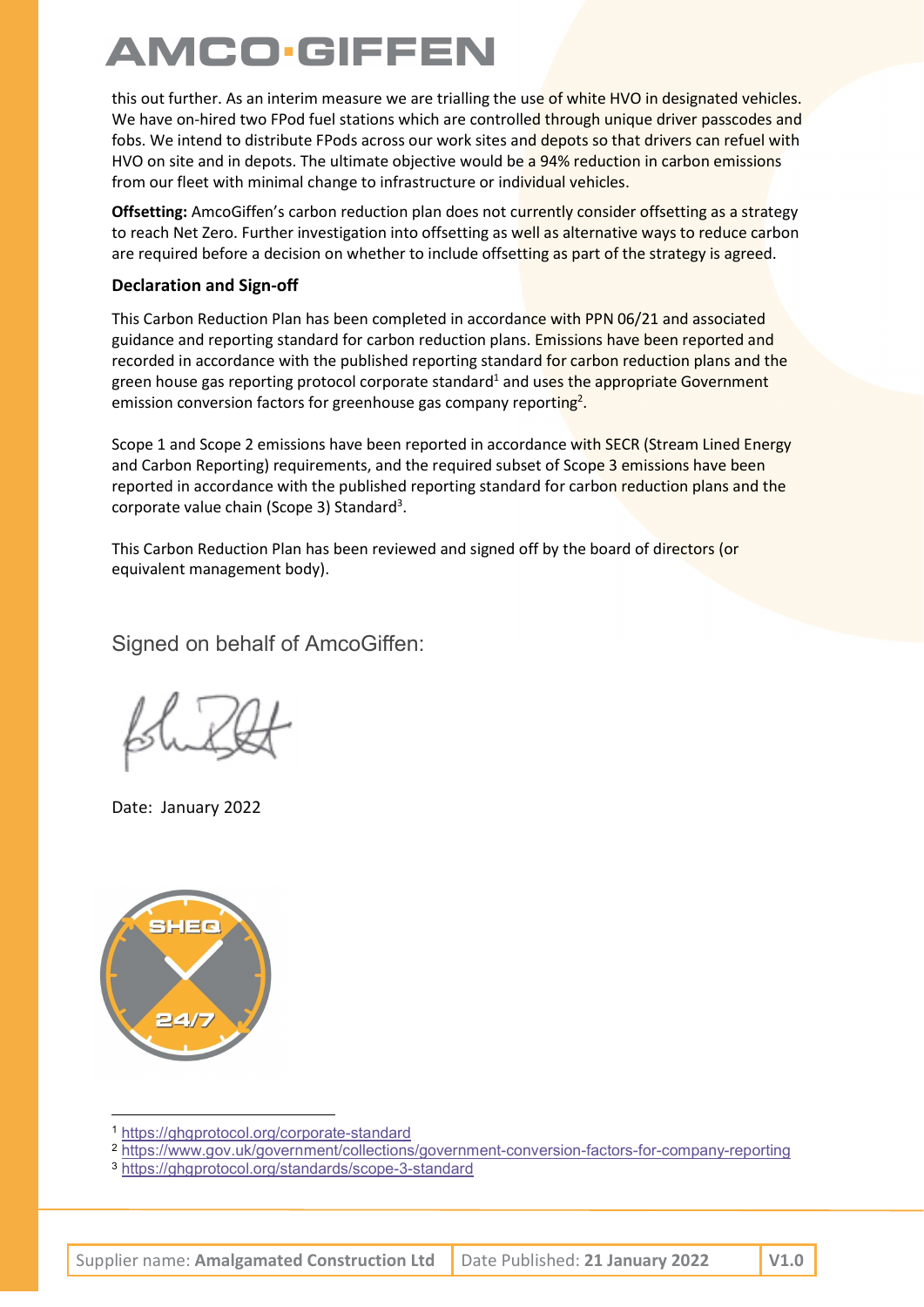this out further. As an interim measure we are trialling the use of white HVO in designated vehicles. We have on-hired two FPod fuel stations which are controlled through unique driver passcodes and fobs. We intend to distribute FPods across our work sites and depots so that drivers can refuel with HVO on site and in depots. The ultimate objective would be a 94% reduction in carbon emissions from our fleet with minimal change to infrastructure or individual vehicles.

**Offsetting:** AmcoGiffen's carbon reduction plan does not currently consider offsetting as a strategy to reach Net Zero. Further investigation into offsetting as well as alternative ways to reduce carbon are required before a decision on whether to include offsetting as part of the strategy is agreed.

### Declaration and Sign-off

This Carbon Reduction Plan has been completed in accordance with PPN 06/21 and associated guidance and reporting standard for carbon reduction plans. Emissions have been reported and recorded in accordance with the published reporting standard for carbon reduction plans and the green house gas reporting protocol corporate standard[1] and uses the appropriate Government emission conversion factors for greenhouse gas company reporting[2].

Scope 1 and Scope 2 emissions have been reported in accordance with SECR (Stream Lined Energy and Carbon Reporting) requirements, and the required subset of Scope 3 emissions have been reported in accordance with the published reporting standard for carbon reduction plans and the corporate value chain (Scope 3) Standard[3].

This Carbon Reduction Plan has been reviewed and signed off by the board of directors (or equivalent management body).

Signed on behalf of AmcoGiffen:

Date: January 2022

---

[1] https://ghgprotocol.org/corporate-standard

[2] https://www.gov.uk/government/collections/government-conversion-factors-for-company-reporting

[3] https://ghgprotocol.org/standards/scope-3-standard

| | | |
|---|---|---|
| Supplier name: **Amalgamated Construction Ltd** | Date Published: **21 January 2022** | **V1.0** |